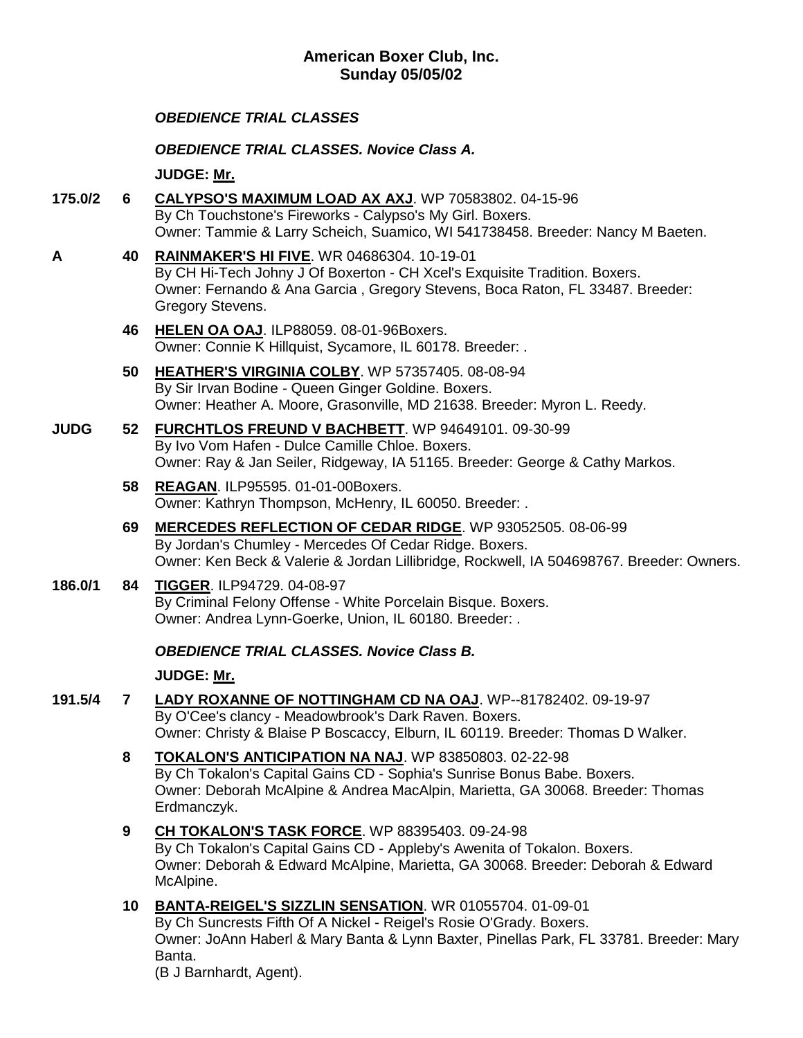**American Boxer Club, Inc.**
**Sunday 05/05/02**

***OBEDIENCE TRIAL CLASSES***

***OBEDIENCE TRIAL CLASSES. Novice Class A.***

**JUDGE: Mr.**

**175.0/2** **6** **CALYPSO'S MAXIMUM LOAD AX AXJ**. WP 70583802. 04-15-96
By Ch Touchstone's Fireworks - Calypso's My Girl. Boxers.
Owner: Tammie & Larry Scheich, Suamico, WI 541738458. Breeder: Nancy M Baeten.

**A** **40** **RAINMAKER'S HI FIVE**. WR 04686304. 10-19-01
By CH Hi-Tech Johny J Of Boxerton - CH Xcel's Exquisite Tradition. Boxers.
Owner: Fernando & Ana Garcia , Gregory Stevens, Boca Raton, FL 33487. Breeder: Gregory Stevens.

**46** **HELEN OA OAJ**. ILP88059. 08-01-96Boxers.
Owner: Connie K Hillquist, Sycamore, IL 60178. Breeder: .

**50** **HEATHER'S VIRGINIA COLBY**. WP 57357405. 08-08-94
By Sir Irvan Bodine - Queen Ginger Goldine. Boxers.
Owner: Heather A. Moore, Grasonville, MD 21638. Breeder: Myron L. Reedy.

**JUDG** **52** **FURCHTLOS FREUND V BACHBETT**. WP 94649101. 09-30-99
By Ivo Vom Hafen - Dulce Camille Chloe. Boxers.
Owner: Ray & Jan Seiler, Ridgeway, IA 51165. Breeder: George & Cathy Markos.

**58** **REAGAN**. ILP95595. 01-01-00Boxers.
Owner: Kathryn Thompson, McHenry, IL 60050. Breeder: .

**69** **MERCEDES REFLECTION OF CEDAR RIDGE**. WP 93052505. 08-06-99
By Jordan's Chumley - Mercedes Of Cedar Ridge. Boxers.
Owner: Ken Beck & Valerie & Jordan Lillibridge, Rockwell, IA 504698767. Breeder: Owners.

**186.0/1** **84** **TIGGER**. ILP94729. 04-08-97
By Criminal Felony Offense - White Porcelain Bisque. Boxers.
Owner: Andrea Lynn-Goerke, Union, IL 60180. Breeder: .

***OBEDIENCE TRIAL CLASSES. Novice Class B.***

**JUDGE: Mr.**

**191.5/4** **7** **LADY ROXANNE OF NOTTINGHAM CD NA OAJ**. WP--81782402. 09-19-97
By O'Cee's clancy - Meadowbrook's Dark Raven. Boxers.
Owner: Christy & Blaise P Boscaccy, Elburn, IL 60119. Breeder: Thomas D Walker.

**8** **TOKALON'S ANTICIPATION NA NAJ**. WP 83850803. 02-22-98
By Ch Tokalon's Capital Gains CD - Sophia's Sunrise Bonus Babe. Boxers.
Owner: Deborah McAlpine & Andrea MacAlpin, Marietta, GA 30068. Breeder: Thomas Erdmanczyk.

**9** **CH TOKALON'S TASK FORCE**. WP 88395403. 09-24-98
By Ch Tokalon's Capital Gains CD - Appleby's Awenita of Tokalon. Boxers.
Owner: Deborah & Edward McAlpine, Marietta, GA 30068. Breeder: Deborah & Edward McAlpine.

**10** **BANTA-REIGEL'S SIZZLIN SENSATION**. WR 01055704. 01-09-01
By Ch Suncrests Fifth Of A Nickel - Reigel's Rosie O'Grady. Boxers.
Owner: JoAnn Haberl & Mary Banta & Lynn Baxter, Pinellas Park, FL 33781. Breeder: Mary Banta.
(B J Barnhardt, Agent).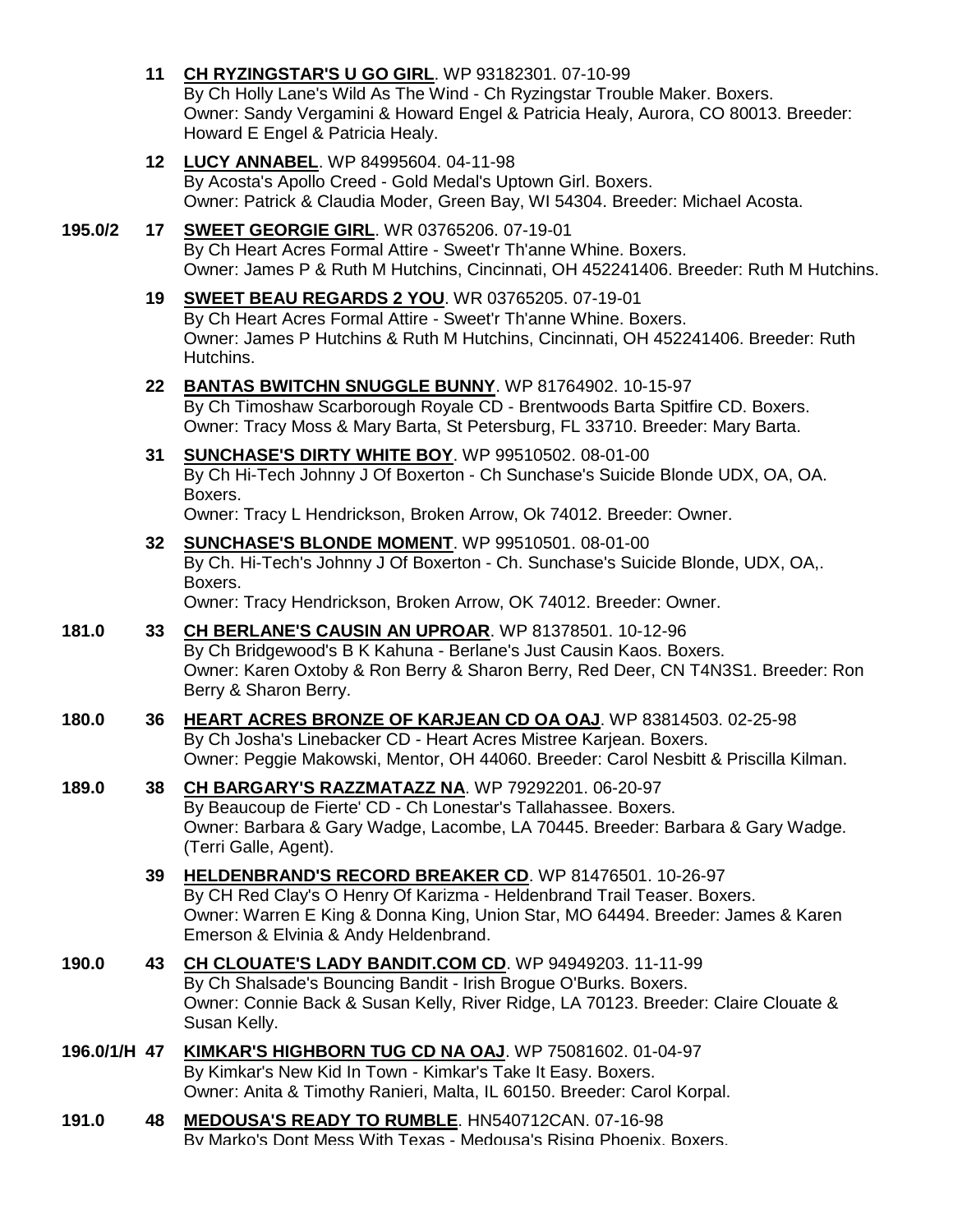**11** **CH RYZINGSTAR'S U GO GIRL**. WP 93182301. 07-10-99
By Ch Holly Lane's Wild As The Wind - Ch Ryzingstar Trouble Maker. Boxers.
Owner: Sandy Vergamini & Howard Engel & Patricia Healy, Aurora, CO 80013. Breeder: Howard E Engel & Patricia Healy.

**12** **LUCY ANNABEL**. WP 84995604. 04-11-98
By Acosta's Apollo Creed - Gold Medal's Uptown Girl. Boxers.
Owner: Patrick & Claudia Moder, Green Bay, WI 54304. Breeder: Michael Acosta.

**195.0/2** **17** **SWEET GEORGIE GIRL**. WR 03765206. 07-19-01
By Ch Heart Acres Formal Attire - Sweet'r Th'anne Whine. Boxers.
Owner: James P & Ruth M Hutchins, Cincinnati, OH 452241406. Breeder: Ruth M Hutchins.

**19** **SWEET BEAU REGARDS 2 YOU**. WR 03765205. 07-19-01
By Ch Heart Acres Formal Attire - Sweet'r Th'anne Whine. Boxers.
Owner: James P Hutchins & Ruth M Hutchins, Cincinnati, OH 452241406. Breeder: Ruth Hutchins.

**22** **BANTAS BWITCHN SNUGGLE BUNNY**. WP 81764902. 10-15-97
By Ch Timoshaw Scarborough Royale CD - Brentwoods Barta Spitfire CD. Boxers.
Owner: Tracy Moss & Mary Barta, St Petersburg, FL 33710. Breeder: Mary Barta.

**31** **SUNCHASE'S DIRTY WHITE BOY**. WP 99510502. 08-01-00
By Ch Hi-Tech Johnny J Of Boxerton - Ch Sunchase's Suicide Blonde UDX, OA, OA. Boxers.
Owner: Tracy L Hendrickson, Broken Arrow, Ok 74012. Breeder: Owner.

**32** **SUNCHASE'S BLONDE MOMENT**. WP 99510501. 08-01-00
By Ch. Hi-Tech's Johnny J Of Boxerton - Ch. Sunchase's Suicide Blonde, UDX, OA,. Boxers.
Owner: Tracy Hendrickson, Broken Arrow, OK 74012. Breeder: Owner.

**181.0** **33** **CH BERLANE'S CAUSIN AN UPROAR**. WP 81378501. 10-12-96
By Ch Bridgewood's B K Kahuna - Berlane's Just Causin Kaos. Boxers.
Owner: Karen Oxtoby & Ron Berry & Sharon Berry, Red Deer, CN T4N3S1. Breeder: Ron Berry & Sharon Berry.

**180.0** **36** **HEART ACRES BRONZE OF KARJEAN CD OA OAJ**. WP 83814503. 02-25-98
By Ch Josha's Linebacker CD - Heart Acres Mistree Karjean. Boxers.
Owner: Peggie Makowski, Mentor, OH 44060. Breeder: Carol Nesbitt & Priscilla Kilman.

**189.0** **38** **CH BARGARY'S RAZZMATAZZ NA**. WP 79292201. 06-20-97
By Beaucoup de Fierte' CD - Ch Lonestar's Tallahassee. Boxers.
Owner: Barbara & Gary Wadge, Lacombe, LA 70445. Breeder: Barbara & Gary Wadge. (Terri Galle, Agent).

**39** **HELDENBRAND'S RECORD BREAKER CD**. WP 81476501. 10-26-97
By CH Red Clay's O Henry Of Karizma - Heldenbrand Trail Teaser. Boxers.
Owner: Warren E King & Donna King, Union Star, MO 64494. Breeder: James & Karen Emerson & Elvinia & Andy Heldenbrand.

**190.0** **43** **CH CLOUATE'S LADY BANDIT.COM CD**. WP 94949203. 11-11-99
By Ch Shalsade's Bouncing Bandit - Irish Brogue O'Burks. Boxers.
Owner: Connie Back & Susan Kelly, River Ridge, LA 70123. Breeder: Claire Clouate & Susan Kelly.

**196.0/1/H** **47** **KIMKAR'S HIGHBORN TUG CD NA OAJ**. WP 75081602. 01-04-97
By Kimkar's New Kid In Town - Kimkar's Take It Easy. Boxers.
Owner: Anita & Timothy Ranieri, Malta, IL 60150. Breeder: Carol Korpal.

**191.0** **48** **MEDOUSA'S READY TO RUMBLE**. HN540712CAN. 07-16-98
By Marko's Dont Mess With Texas - Medousa's Rising Phoenix. Boxers.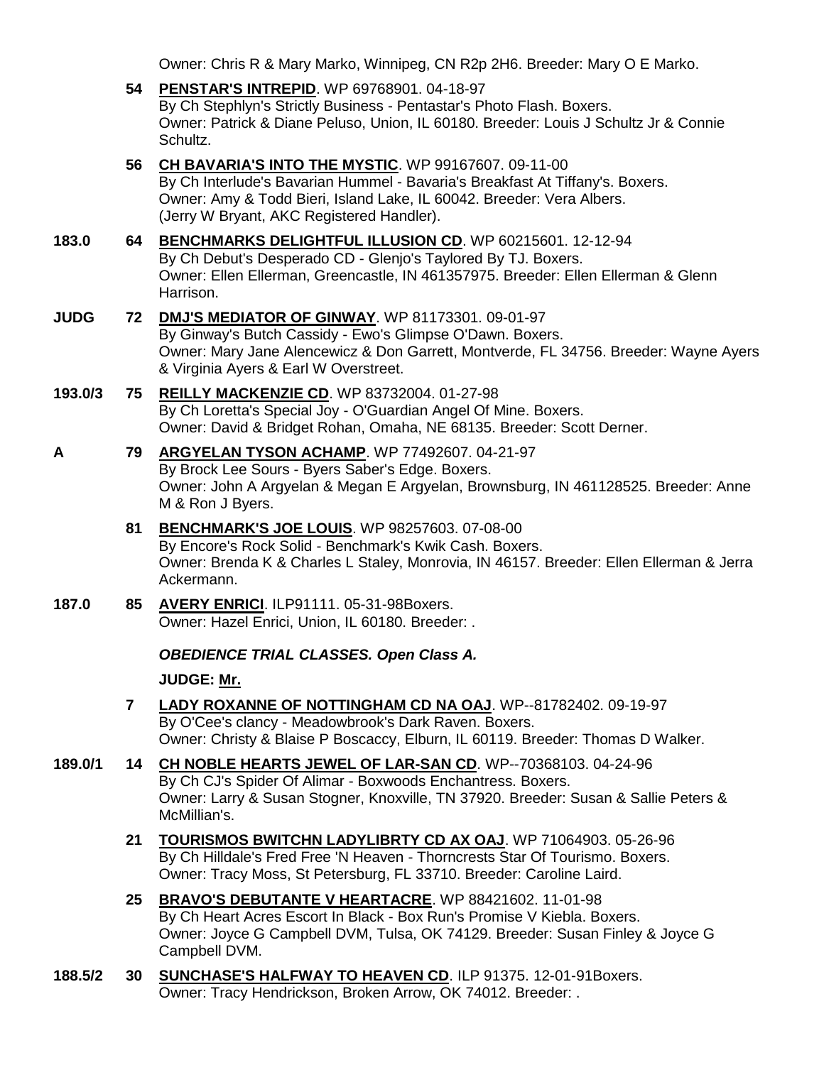Owner: Chris R & Mary Marko, Winnipeg, CN R2p 2H6. Breeder: Mary O E Marko.

**54** **PENSTAR'S INTREPID**. WP 69768901. 04-18-97
By Ch Stephlyn's Strictly Business - Pentastar's Photo Flash. Boxers.
Owner: Patrick & Diane Peluso, Union, IL 60180. Breeder: Louis J Schultz Jr & Connie Schultz.

**56** **CH BAVARIA'S INTO THE MYSTIC**. WP 99167607. 09-11-00
By Ch Interlude's Bavarian Hummel - Bavaria's Breakfast At Tiffany's. Boxers.
Owner: Amy & Todd Bieri, Island Lake, IL 60042. Breeder: Vera Albers.
(Jerry W Bryant, AKC Registered Handler).

**183.0** **64** **BENCHMARKS DELIGHTFUL ILLUSION CD**. WP 60215601. 12-12-94
By Ch Debut's Desperado CD - Glenjo's Taylored By TJ. Boxers.
Owner: Ellen Ellerman, Greencastle, IN 461357975. Breeder: Ellen Ellerman & Glenn Harrison.

**JUDG** **72** **DMJ'S MEDIATOR OF GINWAY**. WP 81173301. 09-01-97
By Ginway's Butch Cassidy - Ewo's Glimpse O'Dawn. Boxers.
Owner: Mary Jane Alencewicz & Don Garrett, Montverde, FL 34756. Breeder: Wayne Ayers & Virginia Ayers & Earl W Overstreet.

**193.0/3** **75** **REILLY MACKENZIE CD**. WP 83732004. 01-27-98
By Ch Loretta's Special Joy - O'Guardian Angel Of Mine. Boxers.
Owner: David & Bridget Rohan, Omaha, NE 68135. Breeder: Scott Derner.

**A** **79** **ARGYELAN TYSON ACHAMP**. WP 77492607. 04-21-97
By Brock Lee Sours - Byers Saber's Edge. Boxers.
Owner: John A Argyelan & Megan E Argyelan, Brownsburg, IN 461128525. Breeder: Anne M & Ron J Byers.

**81** **BENCHMARK'S JOE LOUIS**. WP 98257603. 07-08-00
By Encore's Rock Solid - Benchmark's Kwik Cash. Boxers.
Owner: Brenda K & Charles L Staley, Monrovia, IN 46157. Breeder: Ellen Ellerman & Jerra Ackermann.

**187.0** **85** **AVERY ENRICI**. ILP91111. 05-31-98Boxers.
Owner: Hazel Enrici, Union, IL 60180. Breeder: .

***OBEDIENCE TRIAL CLASSES. Open Class A.***

**JUDGE: Mr.**

**7** **LADY ROXANNE OF NOTTINGHAM CD NA OAJ**. WP--81782402. 09-19-97
By O'Cee's clancy - Meadowbrook's Dark Raven. Boxers.
Owner: Christy & Blaise P Boscaccy, Elburn, IL 60119. Breeder: Thomas D Walker.

**189.0/1** **14** **CH NOBLE HEARTS JEWEL OF LAR-SAN CD**. WP--70368103. 04-24-96
By Ch CJ's Spider Of Alimar - Boxwoods Enchantress. Boxers.
Owner: Larry & Susan Stogner, Knoxville, TN 37920. Breeder: Susan & Sallie Peters & McMillian's.

**21** **TOURISMOS BWITCHN LADYLIBRTY CD AX OAJ**. WP 71064903. 05-26-96
By Ch Hilldale's Fred Free 'N Heaven - Thorncrests Star Of Tourismo. Boxers.
Owner: Tracy Moss, St Petersburg, FL 33710. Breeder: Caroline Laird.

**25** **BRAVO'S DEBUTANTE V HEARTACRE**. WP 88421602. 11-01-98
By Ch Heart Acres Escort In Black - Box Run's Promise V Kiebla. Boxers.
Owner: Joyce G Campbell DVM, Tulsa, OK 74129. Breeder: Susan Finley & Joyce G Campbell DVM.

**188.5/2** **30** **SUNCHASE'S HALFWAY TO HEAVEN CD**. ILP 91375. 12-01-91Boxers.
Owner: Tracy Hendrickson, Broken Arrow, OK 74012. Breeder: .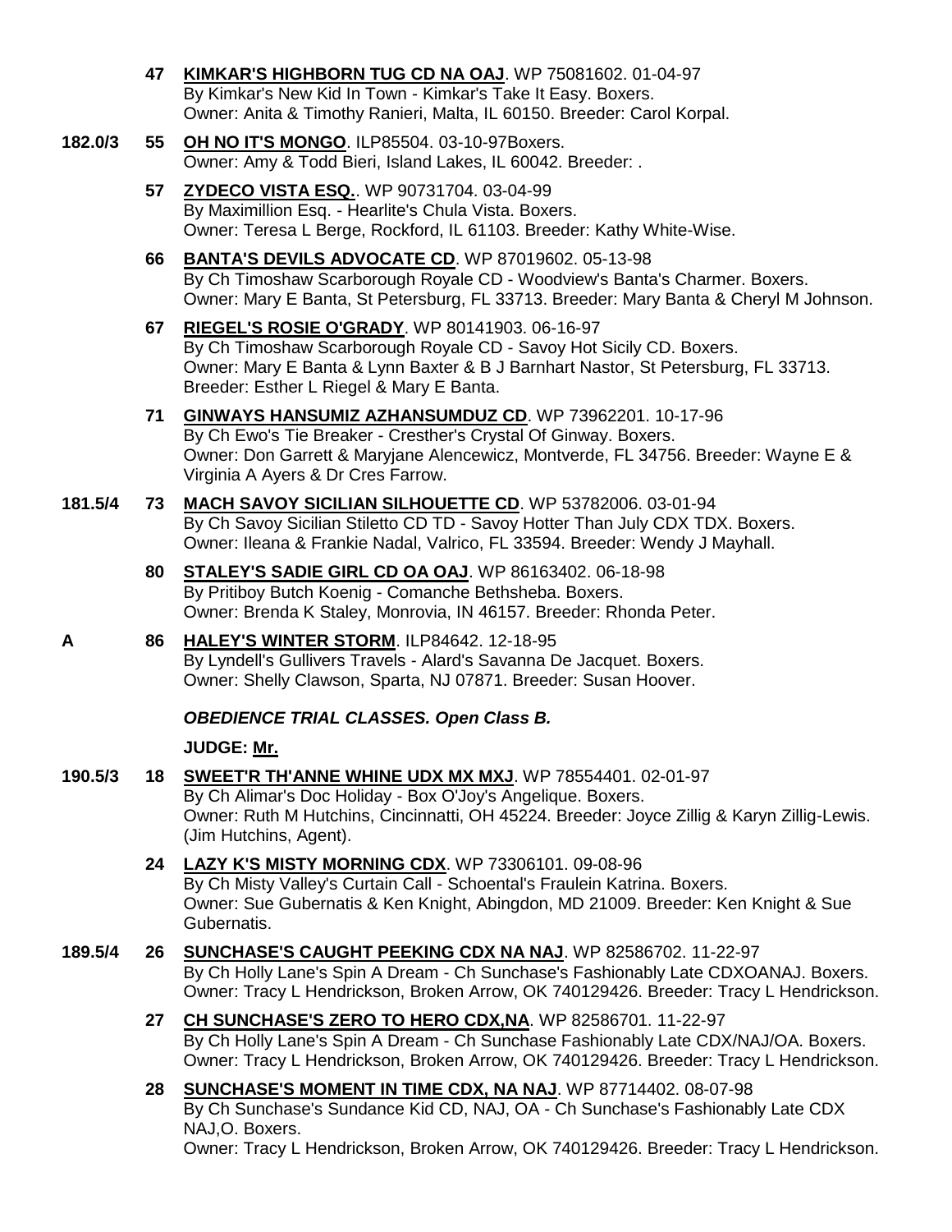**47** **KIMKAR'S HIGHBORN TUG CD NA OAJ**. WP 75081602. 01-04-97
By Kimkar's New Kid In Town - Kimkar's Take It Easy. Boxers.
Owner: Anita & Timothy Ranieri, Malta, IL 60150. Breeder: Carol Korpal.

**182.0/3** **55** **OH NO IT'S MONGO**. ILP85504. 03-10-97Boxers.
Owner: Amy & Todd Bieri, Island Lakes, IL 60042. Breeder: .

**57** **ZYDECO VISTA ESQ.**. WP 90731704. 03-04-99
By Maximillion Esq. - Hearlite's Chula Vista. Boxers.
Owner: Teresa L Berge, Rockford, IL 61103. Breeder: Kathy White-Wise.

**66** **BANTA'S DEVILS ADVOCATE CD**. WP 87019602. 05-13-98
By Ch Timoshaw Scarborough Royale CD - Woodview's Banta's Charmer. Boxers.
Owner: Mary E Banta, St Petersburg, FL 33713. Breeder: Mary Banta & Cheryl M Johnson.

**67** **RIEGEL'S ROSIE O'GRADY**. WP 80141903. 06-16-97
By Ch Timoshaw Scarborough Royale CD - Savoy Hot Sicily CD. Boxers.
Owner: Mary E Banta & Lynn Baxter & B J Barnhart Nastor, St Petersburg, FL 33713.
Breeder: Esther L Riegel & Mary E Banta.

**71** **GINWAYS HANSUMIZ AZHANSUMDUZ CD**. WP 73962201. 10-17-96
By Ch Ewo's Tie Breaker - Crester's Crystal Of Ginway. Boxers.
Owner: Don Garrett & Maryjane Alencewicz, Montverde, FL 34756. Breeder: Wayne E & Virginia A Ayers & Dr Cres Farrow.

**181.5/4** **73** **MACH SAVOY SICILIAN SILHOUETTE CD**. WP 53782006. 03-01-94
By Ch Savoy Sicilian Stiletto CD TD - Savoy Hotter Than July CDX TDX. Boxers.
Owner: Ileana & Frankie Nadal, Valrico, FL 33594. Breeder: Wendy J Mayhall.

**80** **STALEY'S SADIE GIRL CD OA OAJ**. WP 86163402. 06-18-98
By Pritiboy Butch Koenig - Comanche Bethsheba. Boxers.
Owner: Brenda K Staley, Monrovia, IN 46157. Breeder: Rhonda Peter.

**A** **86** **HALEY'S WINTER STORM**. ILP84642. 12-18-95
By Lyndell's Gullivers Travels - Alard's Savanna De Jacquet. Boxers.
Owner: Shelly Clawson, Sparta, NJ 07871. Breeder: Susan Hoover.

***OBEDIENCE TRIAL CLASSES. Open Class B.***

**JUDGE: Mr.**

**190.5/3** **18** **SWEET'R TH'ANNE WHINE UDX MX MXJ**. WP 78554401. 02-01-97
By Ch Alimar's Doc Holiday - Box O'Joy's Angelique. Boxers.
Owner: Ruth M Hutchins, Cincinnatti, OH 45224. Breeder: Joyce Zillig & Karyn Zillig-Lewis. (Jim Hutchins, Agent).

**24** **LAZY K'S MISTY MORNING CDX**. WP 73306101. 09-08-96
By Ch Misty Valley's Curtain Call - Schoental's Fraulein Katrina. Boxers.
Owner: Sue Gubernatis & Ken Knight, Abingdon, MD 21009. Breeder: Ken Knight & Sue Gubernatis.

**189.5/4** **26** **SUNCHASE'S CAUGHT PEEKING CDX NA NAJ**. WP 82586702. 11-22-97
By Ch Holly Lane's Spin A Dream - Ch Sunchase's Fashionably Late CDXOANAJ. Boxers.
Owner: Tracy L Hendrickson, Broken Arrow, OK 740129426. Breeder: Tracy L Hendrickson.

**27** **CH SUNCHASE'S ZERO TO HERO CDX,NA**. WP 82586701. 11-22-97
By Ch Holly Lane's Spin A Dream - Ch Sunchase Fashionably Late CDX/NAJ/OA. Boxers.
Owner: Tracy L Hendrickson, Broken Arrow, OK 740129426. Breeder: Tracy L Hendrickson.

**28** **SUNCHASE'S MOMENT IN TIME CDX, NA NAJ**. WP 87714402. 08-07-98
By Ch Sunchase's Sundance Kid CD, NAJ, OA - Ch Sunchase's Fashionably Late CDX NAJ,O. Boxers.
Owner: Tracy L Hendrickson, Broken Arrow, OK 740129426. Breeder: Tracy L Hendrickson.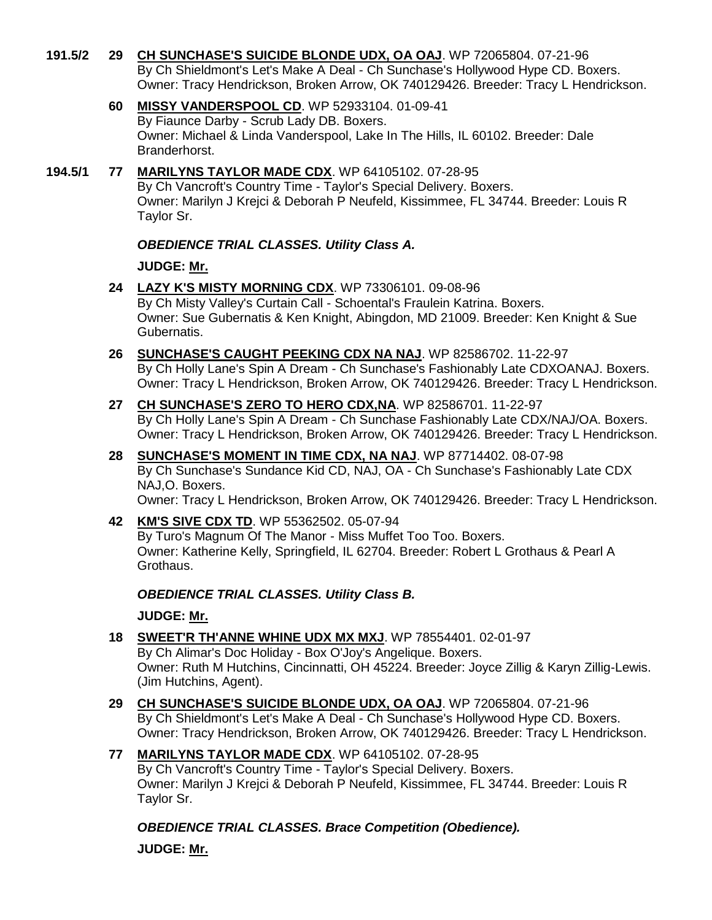**191.5/2** **29** **CH SUNCHASE'S SUICIDE BLONDE UDX, OA OAJ**. WP 72065804. 07-21-96
By Ch Shieldmont's Let's Make A Deal - Ch Sunchase's Hollywood Hype CD. Boxers.
Owner: Tracy Hendrickson, Broken Arrow, OK 740129426. Breeder: Tracy L Hendrickson.

**60** **MISSY VANDERSPOOL CD**. WP 52933104. 01-09-41
By Fiaunce Darby - Scrub Lady DB. Boxers.
Owner: Michael & Linda Vanderspool, Lake In The Hills, IL 60102. Breeder: Dale Branderhorst.

**194.5/1** **77** **MARILYNS TAYLOR MADE CDX**. WP 64105102. 07-28-95
By Ch Vancroft's Country Time - Taylor's Special Delivery. Boxers.
Owner: Marilyn J Krejci & Deborah P Neufeld, Kissimmee, FL 34744. Breeder: Louis R Taylor Sr.

***OBEDIENCE TRIAL CLASSES. Utility Class A.***

**JUDGE: Mr.**

**24** **LAZY K'S MISTY MORNING CDX**. WP 73306101. 09-08-96
By Ch Misty Valley's Curtain Call - Schoental's Fraulein Katrina. Boxers.
Owner: Sue Gubernatis & Ken Knight, Abingdon, MD 21009. Breeder: Ken Knight & Sue Gubernatis.

**26** **SUNCHASE'S CAUGHT PEEKING CDX NA NAJ**. WP 82586702. 11-22-97
By Ch Holly Lane's Spin A Dream - Ch Sunchase's Fashionably Late CDXOANAJ. Boxers.
Owner: Tracy L Hendrickson, Broken Arrow, OK 740129426. Breeder: Tracy L Hendrickson.

**27** **CH SUNCHASE'S ZERO TO HERO CDX,NA**. WP 82586701. 11-22-97
By Ch Holly Lane's Spin A Dream - Ch Sunchase Fashionably Late CDX/NAJ/OA. Boxers.
Owner: Tracy L Hendrickson, Broken Arrow, OK 740129426. Breeder: Tracy L Hendrickson.

**28** **SUNCHASE'S MOMENT IN TIME CDX, NA NAJ**. WP 87714402. 08-07-98
By Ch Sunchase's Sundance Kid CD, NAJ, OA - Ch Sunchase's Fashionably Late CDX NAJ,O. Boxers.
Owner: Tracy L Hendrickson, Broken Arrow, OK 740129426. Breeder: Tracy L Hendrickson.

**42** **KM'S SIVE CDX TD**. WP 55362502. 05-07-94
By Turo's Magnum Of The Manor - Miss Muffet Too Too. Boxers.
Owner: Katherine Kelly, Springfield, IL 62704. Breeder: Robert L Grothaus & Pearl A Grothaus.

***OBEDIENCE TRIAL CLASSES. Utility Class B.***

**JUDGE: Mr.**

**18** **SWEET'R TH'ANNE WHINE UDX MX MXJ**. WP 78554401. 02-01-97
By Ch Alimar's Doc Holiday - Box O'Joy's Angelique. Boxers.
Owner: Ruth M Hutchins, Cincinnatti, OH 45224. Breeder: Joyce Zillig & Karyn Zillig-Lewis. (Jim Hutchins, Agent).

**29** **CH SUNCHASE'S SUICIDE BLONDE UDX, OA OAJ**. WP 72065804. 07-21-96
By Ch Shieldmont's Let's Make A Deal - Ch Sunchase's Hollywood Hype CD. Boxers.
Owner: Tracy Hendrickson, Broken Arrow, OK 740129426. Breeder: Tracy L Hendrickson.

**77** **MARILYNS TAYLOR MADE CDX**. WP 64105102. 07-28-95
By Ch Vancroft's Country Time - Taylor's Special Delivery. Boxers.
Owner: Marilyn J Krejci & Deborah P Neufeld, Kissimmee, FL 34744. Breeder: Louis R Taylor Sr.

***OBEDIENCE TRIAL CLASSES. Brace Competition (Obedience).***

**JUDGE: Mr.**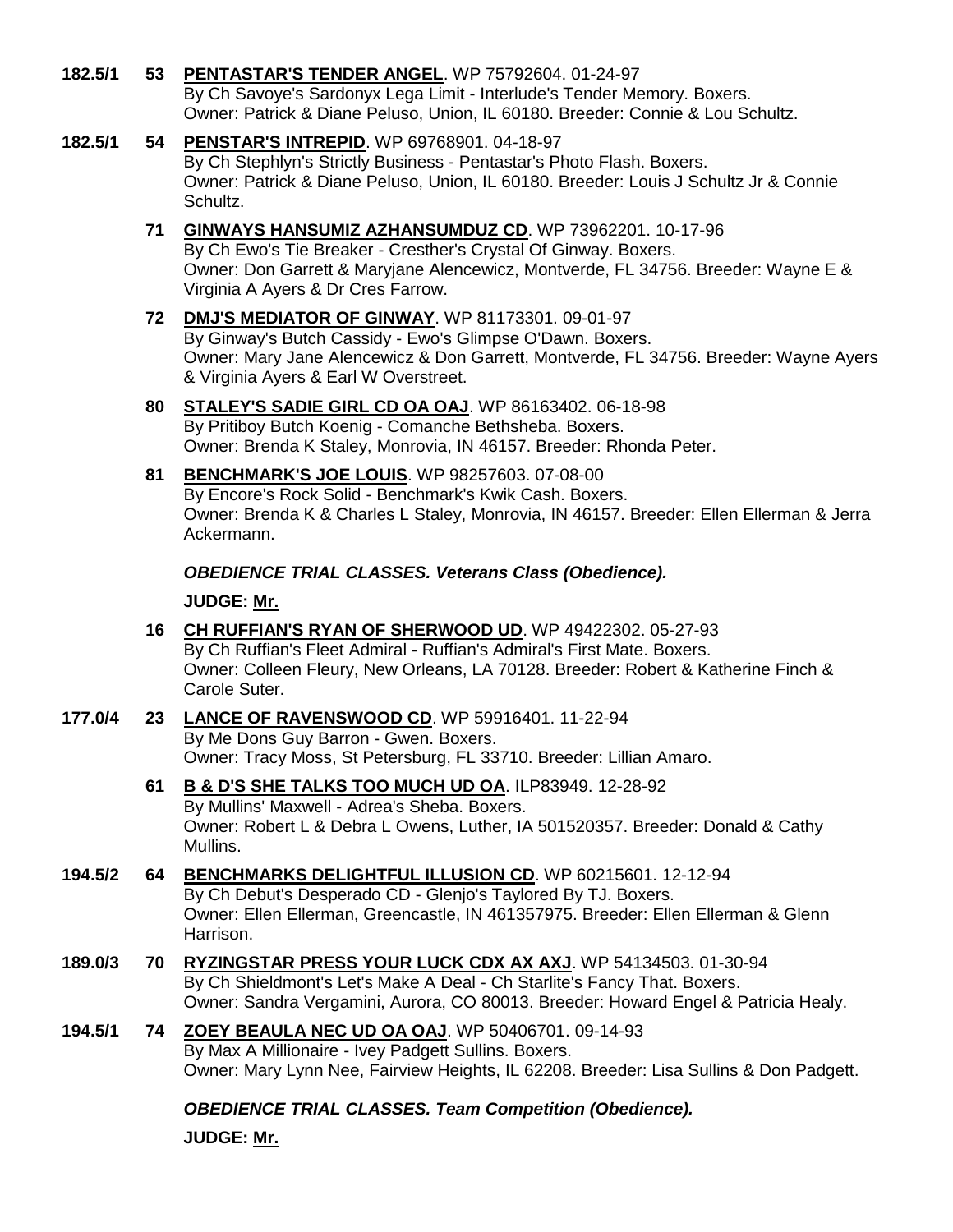**182.5/1** **53** **PENTASTAR'S TENDER ANGEL**. WP 75792604. 01-24-97
By Ch Savoye's Sardonyx Lega Limit - Interlude's Tender Memory. Boxers.
Owner: Patrick & Diane Peluso, Union, IL 60180. Breeder: Connie & Lou Schultz.

**182.5/1** **54** **PENSTAR'S INTREPID**. WP 69768901. 04-18-97
By Ch Stephlyn's Strictly Business - Pentastar's Photo Flash. Boxers.
Owner: Patrick & Diane Peluso, Union, IL 60180. Breeder: Louis J Schultz Jr & Connie Schultz.

**71** **GINWAYS HANSUMIZ AZHANSUMDUZ CD**. WP 73962201. 10-17-96
By Ch Ewo's Tie Breaker - Cresther's Crystal Of Ginway. Boxers.
Owner: Don Garrett & Maryjane Alencewicz, Montverde, FL 34756. Breeder: Wayne E & Virginia A Ayers & Dr Cres Farrow.

**72** **DMJ'S MEDIATOR OF GINWAY**. WP 81173301. 09-01-97
By Ginway's Butch Cassidy - Ewo's Glimpse O'Dawn. Boxers.
Owner: Mary Jane Alencewicz & Don Garrett, Montverde, FL 34756. Breeder: Wayne Ayers & Virginia Ayers & Earl W Overstreet.

**80** **STALEY'S SADIE GIRL CD OA OAJ**. WP 86163402. 06-18-98
By Pritiboy Butch Koenig - Comanche Bethsheba. Boxers.
Owner: Brenda K Staley, Monrovia, IN 46157. Breeder: Rhonda Peter.

**81** **BENCHMARK'S JOE LOUIS**. WP 98257603. 07-08-00
By Encore's Rock Solid - Benchmark's Kwik Cash. Boxers.
Owner: Brenda K & Charles L Staley, Monrovia, IN 46157. Breeder: Ellen Ellerman & Jerra Ackermann.

***OBEDIENCE TRIAL CLASSES. Veterans Class (Obedience).***

**JUDGE: Mr.**

**16** **CH RUFFIAN'S RYAN OF SHERWOOD UD**. WP 49422302. 05-27-93
By Ch Ruffian's Fleet Admiral - Ruffian's Admiral's First Mate. Boxers.
Owner: Colleen Fleury, New Orleans, LA 70128. Breeder: Robert & Katherine Finch & Carole Suter.

**177.0/4** **23** **LANCE OF RAVENSWOOD CD**. WP 59916401. 11-22-94
By Me Dons Guy Barron - Gwen. Boxers.
Owner: Tracy Moss, St Petersburg, FL 33710. Breeder: Lillian Amaro.

**61** **B & D'S SHE TALKS TOO MUCH UD OA**. ILP83949. 12-28-92
By Mullins' Maxwell - Adrea's Sheba. Boxers.
Owner: Robert L & Debra L Owens, Luther, IA 501520357. Breeder: Donald & Cathy Mullins.

**194.5/2** **64** **BENCHMARKS DELIGHTFUL ILLUSION CD**. WP 60215601. 12-12-94
By Ch Debut's Desperado CD - Glenjo's Taylored By TJ. Boxers.
Owner: Ellen Ellerman, Greencastle, IN 461357975. Breeder: Ellen Ellerman & Glenn Harrison.

**189.0/3** **70** **RYZINGSTAR PRESS YOUR LUCK CDX AX AXJ**. WP 54134503. 01-30-94
By Ch Shieldmont's Let's Make A Deal - Ch Starlite's Fancy That. Boxers.
Owner: Sandra Vergamini, Aurora, CO 80013. Breeder: Howard Engel & Patricia Healy.

**194.5/1** **74** **ZOEY BEAULA NEC UD OA OAJ**. WP 50406701. 09-14-93
By Max A Millionaire - Ivey Padgett Sullins. Boxers.
Owner: Mary Lynn Nee, Fairview Heights, IL 62208. Breeder: Lisa Sullins & Don Padgett.

***OBEDIENCE TRIAL CLASSES. Team Competition (Obedience).***

**JUDGE: Mr.**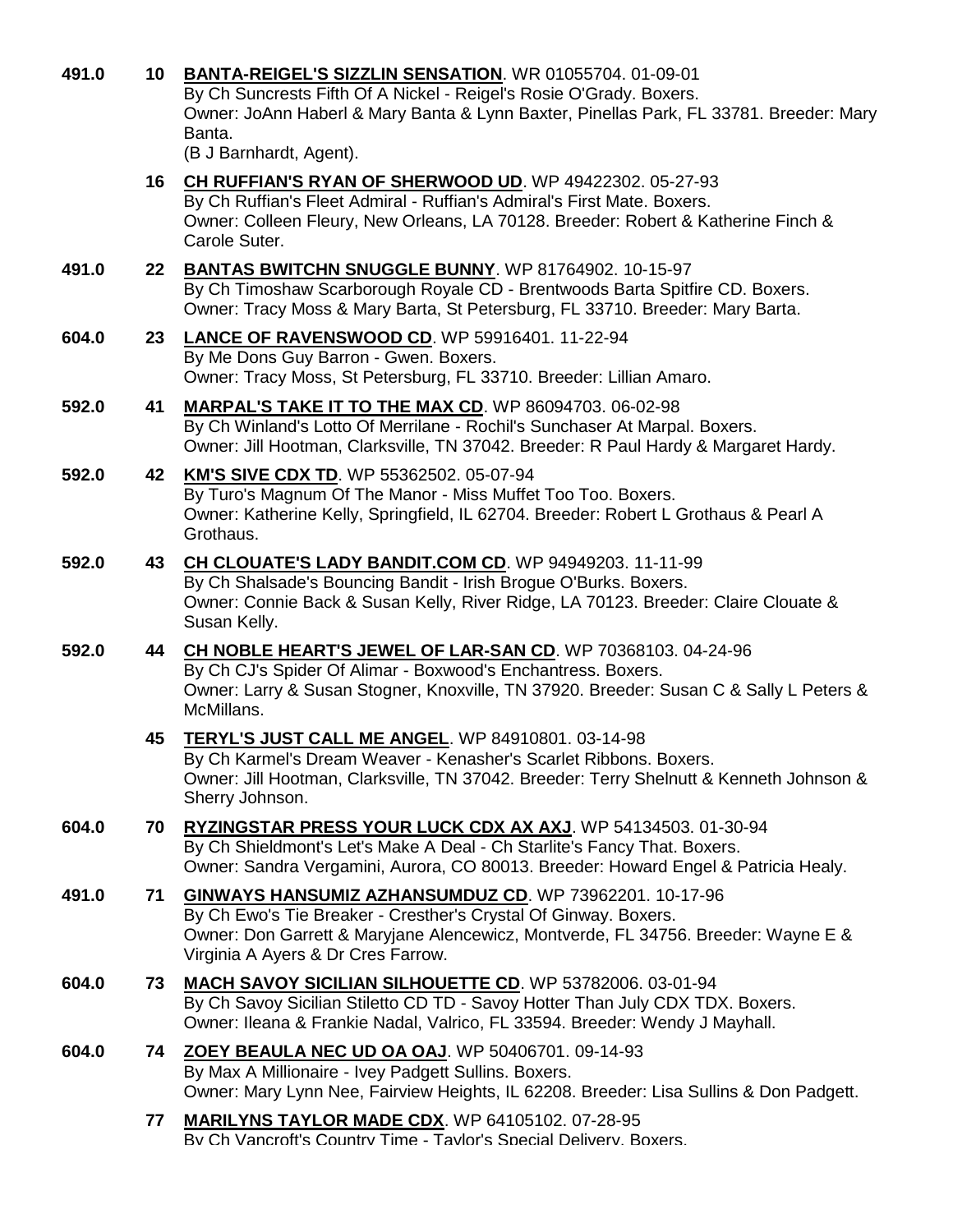**491.0** **10** **BANTA-REIGEL'S SIZZLIN SENSATION**. WR 01055704. 01-09-01
By Ch Suncrests Fifth Of A Nickel - Reigel's Rosie O'Grady. Boxers.
Owner: JoAnn Haberl & Mary Banta & Lynn Baxter, Pinellas Park, FL 33781. Breeder: Mary Banta.
(B J Barnhardt, Agent).

**16** **CH RUFFIAN'S RYAN OF SHERWOOD UD**. WP 49422302. 05-27-93
By Ch Ruffian's Fleet Admiral - Ruffian's Admiral's First Mate. Boxers.
Owner: Colleen Fleury, New Orleans, LA 70128. Breeder: Robert & Katherine Finch & Carole Suter.

**491.0** **22** **BANTAS BWITCHN SNUGGLE BUNNY**. WP 81764902. 10-15-97
By Ch Timoshaw Scarborough Royale CD - Brentwoods Barta Spitfire CD. Boxers.
Owner: Tracy Moss & Mary Barta, St Petersburg, FL 33710. Breeder: Mary Barta.

**604.0** **23** **LANCE OF RAVENSWOOD CD**. WP 59916401. 11-22-94
By Me Dons Guy Barron - Gwen. Boxers.
Owner: Tracy Moss, St Petersburg, FL 33710. Breeder: Lillian Amaro.

**592.0** **41** **MARPAL'S TAKE IT TO THE MAX CD**. WP 86094703. 06-02-98
By Ch Winland's Lotto Of Merrilane - Rochil's Sunchaser At Marpal. Boxers.
Owner: Jill Hootman, Clarksville, TN 37042. Breeder: R Paul Hardy & Margaret Hardy.

**592.0** **42** **KM'S SIVE CDX TD**. WP 55362502. 05-07-94
By Turo's Magnum Of The Manor - Miss Muffet Too Too. Boxers.
Owner: Katherine Kelly, Springfield, IL 62704. Breeder: Robert L Grothaus & Pearl A Grothaus.

**592.0** **43** **CH CLOUATE'S LADY BANDIT.COM CD**. WP 94949203. 11-11-99
By Ch Shalsade's Bouncing Bandit - Irish Brogue O'Burks. Boxers.
Owner: Connie Back & Susan Kelly, River Ridge, LA 70123. Breeder: Claire Clouate & Susan Kelly.

**592.0** **44** **CH NOBLE HEART'S JEWEL OF LAR-SAN CD**. WP 70368103. 04-24-96
By Ch CJ's Spider Of Alimar - Boxwood's Enchantress. Boxers.
Owner: Larry & Susan Stogner, Knoxville, TN 37920. Breeder: Susan C & Sally L Peters & McMillans.

**45** **TERYL'S JUST CALL ME ANGEL**. WP 84910801. 03-14-98
By Ch Karmel's Dream Weaver - Kenasher's Scarlet Ribbons. Boxers.
Owner: Jill Hootman, Clarksville, TN 37042. Breeder: Terry Shelnutt & Kenneth Johnson & Sherry Johnson.

**604.0** **70** **RYZINGSTAR PRESS YOUR LUCK CDX AX AXJ**. WP 54134503. 01-30-94
By Ch Shieldmont's Let's Make A Deal - Ch Starlite's Fancy That. Boxers.
Owner: Sandra Vergamini, Aurora, CO 80013. Breeder: Howard Engel & Patricia Healy.

**491.0** **71** **GINWAYS HANSUMIZ AZHANSUMDUZ CD**. WP 73962201. 10-17-96
By Ch Ewo's Tie Breaker - Cresther's Crystal Of Ginway. Boxers.
Owner: Don Garrett & Maryjane Alencewicz, Montverde, FL 34756. Breeder: Wayne E & Virginia A Ayers & Dr Cres Farrow.

**604.0** **73** **MACH SAVOY SICILIAN SILHOUETTE CD**. WP 53782006. 03-01-94
By Ch Savoy Sicilian Stiletto CD TD - Savoy Hotter Than July CDX TDX. Boxers.
Owner: Ileana & Frankie Nadal, Valrico, FL 33594. Breeder: Wendy J Mayhall.

**604.0** **74** **ZOEY BEAULA NEC UD OA OAJ**. WP 50406701. 09-14-93
By Max A Millionaire - Ivey Padgett Sullins. Boxers.
Owner: Mary Lynn Nee, Fairview Heights, IL 62208. Breeder: Lisa Sullins & Don Padgett.

**77** **MARILYNS TAYLOR MADE CDX**. WP 64105102. 07-28-95
By Ch Vancroft's Country Time - Taylor's Special Delivery. Boxers.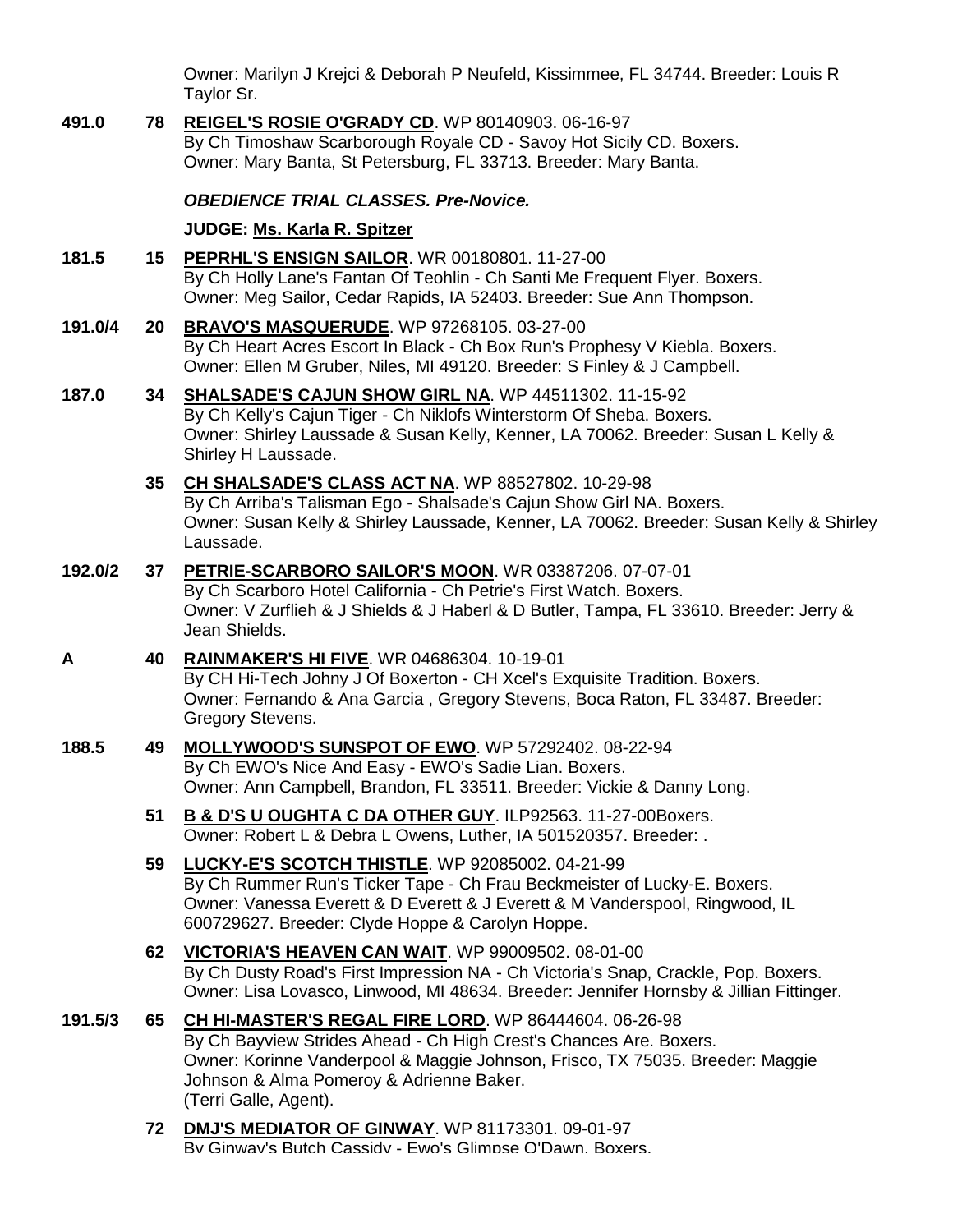Owner: Marilyn J Krejci & Deborah P Neufeld, Kissimmee, FL 34744. Breeder: Louis R Taylor Sr.

**491.0** **78** **REIGEL'S ROSIE O'GRADY CD**. WP 80140903. 06-16-97
By Ch Timoshaw Scarborough Royale CD - Savoy Hot Sicily CD. Boxers.
Owner: Mary Banta, St Petersburg, FL 33713. Breeder: Mary Banta.

***OBEDIENCE TRIAL CLASSES. Pre-Novice.***

**JUDGE: Ms. Karla R. Spitzer**

**181.5** **15** **PEPRHL'S ENSIGN SAILOR**. WR 00180801. 11-27-00
By Ch Holly Lane's Fantan Of Teohlin - Ch Santi Me Frequent Flyer. Boxers.
Owner: Meg Sailor, Cedar Rapids, IA 52403. Breeder: Sue Ann Thompson.

**191.0/4** **20** **BRAVO'S MASQUERUDE**. WP 97268105. 03-27-00
By Ch Heart Acres Escort In Black - Ch Box Run's Prophesy V Kiebla. Boxers.
Owner: Ellen M Gruber, Niles, MI 49120. Breeder: S Finley & J Campbell.

**187.0** **34** **SHALSADE'S CAJUN SHOW GIRL NA**. WP 44511302. 11-15-92
By Ch Kelly's Cajun Tiger - Ch Niklofs Winterstorm Of Sheba. Boxers.
Owner: Shirley Laussade & Susan Kelly, Kenner, LA 70062. Breeder: Susan L Kelly & Shirley H Laussade.

**35** **CH SHALSADE'S CLASS ACT NA**. WP 88527802. 10-29-98
By Ch Arriba's Talisman Ego - Shalsade's Cajun Show Girl NA. Boxers.
Owner: Susan Kelly & Shirley Laussade, Kenner, LA 70062. Breeder: Susan Kelly & Shirley Laussade.

**192.0/2** **37** **PETRIE-SCARBORO SAILOR'S MOON**. WR 03387206. 07-07-01
By Ch Scarboro Hotel California - Ch Petrie's First Watch. Boxers.
Owner: V Zurflieh & J Shields & J Haberl & D Butler, Tampa, FL 33610. Breeder: Jerry & Jean Shields.

**A** **40** **RAINMAKER'S HI FIVE**. WR 04686304. 10-19-01
By CH Hi-Tech Johny J Of Boxerton - CH Xcel's Exquisite Tradition. Boxers.
Owner: Fernando & Ana Garcia , Gregory Stevens, Boca Raton, FL 33487. Breeder: Gregory Stevens.

**188.5** **49** **MOLLYWOOD'S SUNSPOT OF EWO**. WP 57292402. 08-22-94
By Ch EWO's Nice And Easy - EWO's Sadie Lian. Boxers.
Owner: Ann Campbell, Brandon, FL 33511. Breeder: Vickie & Danny Long.

**51** **B & D'S U OUGHTA C DA OTHER GUY**. ILP92563. 11-27-00Boxers.
Owner: Robert L & Debra L Owens, Luther, IA 501520357. Breeder: .

**59** **LUCKY-E'S SCOTCH THISTLE**. WP 92085002. 04-21-99
By Ch Rummer Run's Ticker Tape - Ch Frau Beckmeister of Lucky-E. Boxers.
Owner: Vanessa Everett & D Everett & J Everett & M Vanderspool, Ringwood, IL 600729627. Breeder: Clyde Hoppe & Carolyn Hoppe.

**62** **VICTORIA'S HEAVEN CAN WAIT**. WP 99009502. 08-01-00
By Ch Dusty Road's First Impression NA - Ch Victoria's Snap, Crackle, Pop. Boxers.
Owner: Lisa Lovasco, Linwood, MI 48634. Breeder: Jennifer Hornsby & Jillian Fittinger.

**191.5/3** **65** **CH HI-MASTER'S REGAL FIRE LORD**. WP 86444604. 06-26-98
By Ch Bayview Strides Ahead - Ch High Crest's Chances Are. Boxers.
Owner: Korinne Vanderpool & Maggie Johnson, Frisco, TX 75035. Breeder: Maggie Johnson & Alma Pomeroy & Adrienne Baker.
(Terri Galle, Agent).

**72** **DMJ'S MEDIATOR OF GINWAY**. WP 81173301. 09-01-97
By Ginway's Butch Cassidy - Ewo's Glimpse O'Dawn. Boxers.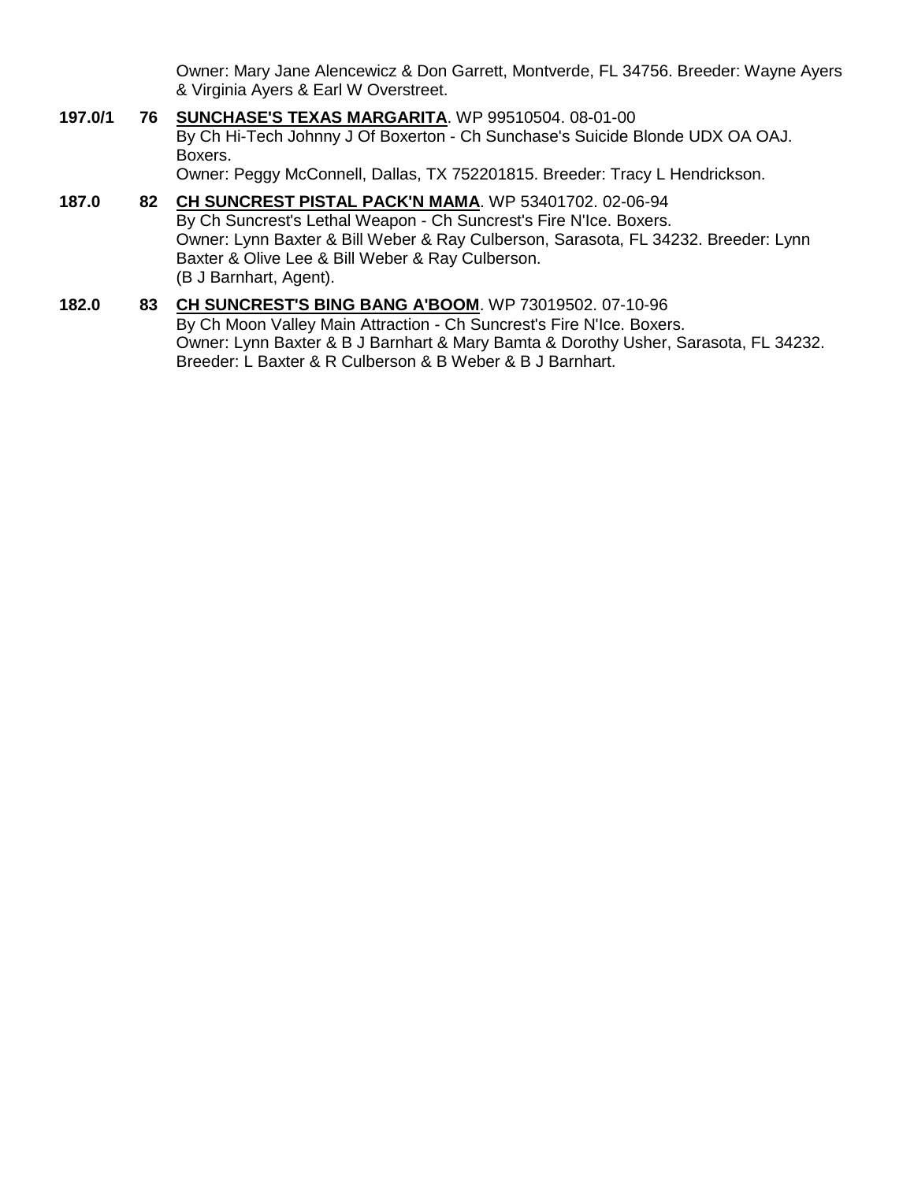Owner: Mary Jane Alencewicz & Don Garrett, Montverde, FL 34756. Breeder: Wayne Ayers & Virginia Ayers & Earl W Overstreet.

**197.0/1 76 SUNCHASE'S TEXAS MARGARITA**. WP 99510504. 08-01-00
By Ch Hi-Tech Johnny J Of Boxerton - Ch Sunchase's Suicide Blonde UDX OA OAJ. Boxers.
Owner: Peggy McConnell, Dallas, TX 752201815. Breeder: Tracy L Hendrickson.

**187.0 82 CH SUNCREST PISTAL PACK'N MAMA**. WP 53401702. 02-06-94
By Ch Suncrest's Lethal Weapon - Ch Suncrest's Fire N'Ice. Boxers.
Owner: Lynn Baxter & Bill Weber & Ray Culberson, Sarasota, FL 34232. Breeder: Lynn Baxter & Olive Lee & Bill Weber & Ray Culberson.
(B J Barnhart, Agent).

**182.0 83 CH SUNCREST'S BING BANG A'BOOM**. WP 73019502. 07-10-96
By Ch Moon Valley Main Attraction - Ch Suncrest's Fire N'Ice. Boxers.
Owner: Lynn Baxter & B J Barnhart & Mary Bamta & Dorothy Usher, Sarasota, FL 34232. Breeder: L Baxter & R Culberson & B Weber & B J Barnhart.